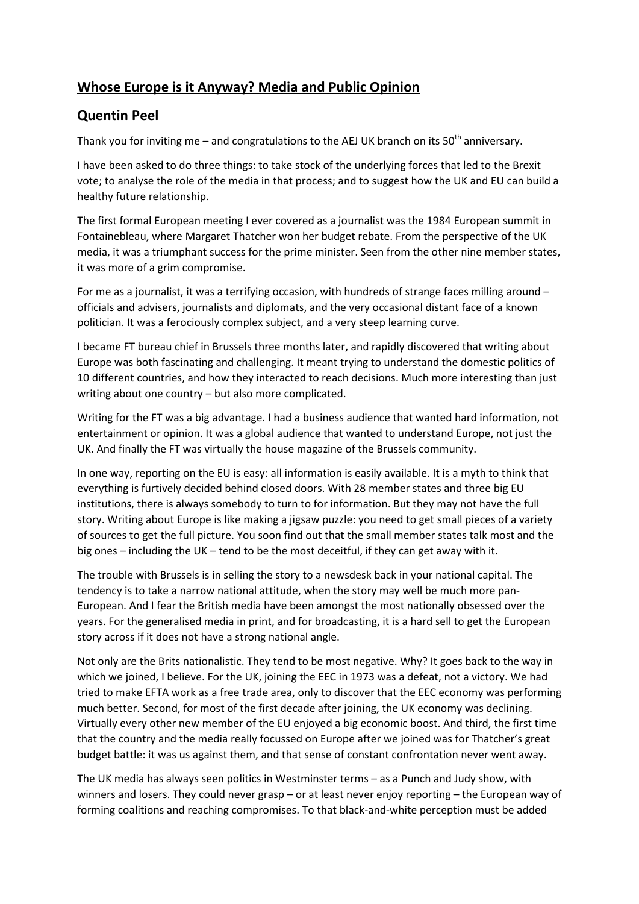# Whose Europe is it Anyway? Media and Public Opinion

## Quentin Peel

Thank you for inviting me – and congratulations to the AEJ UK branch on its 50th anniversary.

I have been asked to do three things: to take stock of the underlying forces that led to the Brexit vote; to analyse the role of the media in that process; and to suggest how the UK and EU can build a healthy future relationship.

The first formal European meeting I ever covered as a journalist was the 1984 European summit in Fontainebleau, where Margaret Thatcher won her budget rebate. From the perspective of the UK media, it was a triumphant success for the prime minister. Seen from the other nine member states, it was more of a grim compromise.

For me as a journalist, it was a terrifying occasion, with hundreds of strange faces milling around – officials and advisers, journalists and diplomats, and the very occasional distant face of a known politician. It was a ferociously complex subject, and a very steep learning curve.

I became FT bureau chief in Brussels three months later, and rapidly discovered that writing about Europe was both fascinating and challenging. It meant trying to understand the domestic politics of 10 different countries, and how they interacted to reach decisions. Much more interesting than just writing about one country – but also more complicated.

Writing for the FT was a big advantage. I had a business audience that wanted hard information, not entertainment or opinion. It was a global audience that wanted to understand Europe, not just the UK. And finally the FT was virtually the house magazine of the Brussels community.

In one way, reporting on the EU is easy: all information is easily available. It is a myth to think that everything is furtively decided behind closed doors. With 28 member states and three big EU institutions, there is always somebody to turn to for information. But they may not have the full story. Writing about Europe is like making a jigsaw puzzle: you need to get small pieces of a variety of sources to get the full picture. You soon find out that the small member states talk most and the big ones – including the UK – tend to be the most deceitful, if they can get away with it.

The trouble with Brussels is in selling the story to a newsdesk back in your national capital. The tendency is to take a narrow national attitude, when the story may well be much more pan-European. And I fear the British media have been amongst the most nationally obsessed over the years. For the generalised media in print, and for broadcasting, it is a hard sell to get the European story across if it does not have a strong national angle.

Not only are the Brits nationalistic. They tend to be most negative. Why? It goes back to the way in which we joined, I believe. For the UK, joining the EEC in 1973 was a defeat, not a victory. We had tried to make EFTA work as a free trade area, only to discover that the EEC economy was performing much better. Second, for most of the first decade after joining, the UK economy was declining. Virtually every other new member of the EU enjoyed a big economic boost. And third, the first time that the country and the media really focussed on Europe after we joined was for Thatcher's great budget battle: it was us against them, and that sense of constant confrontation never went away.

The UK media has always seen politics in Westminster terms – as a Punch and Judy show, with winners and losers. They could never grasp – or at least never enjoy reporting – the European way of forming coalitions and reaching compromises. To that black-and-white perception must be added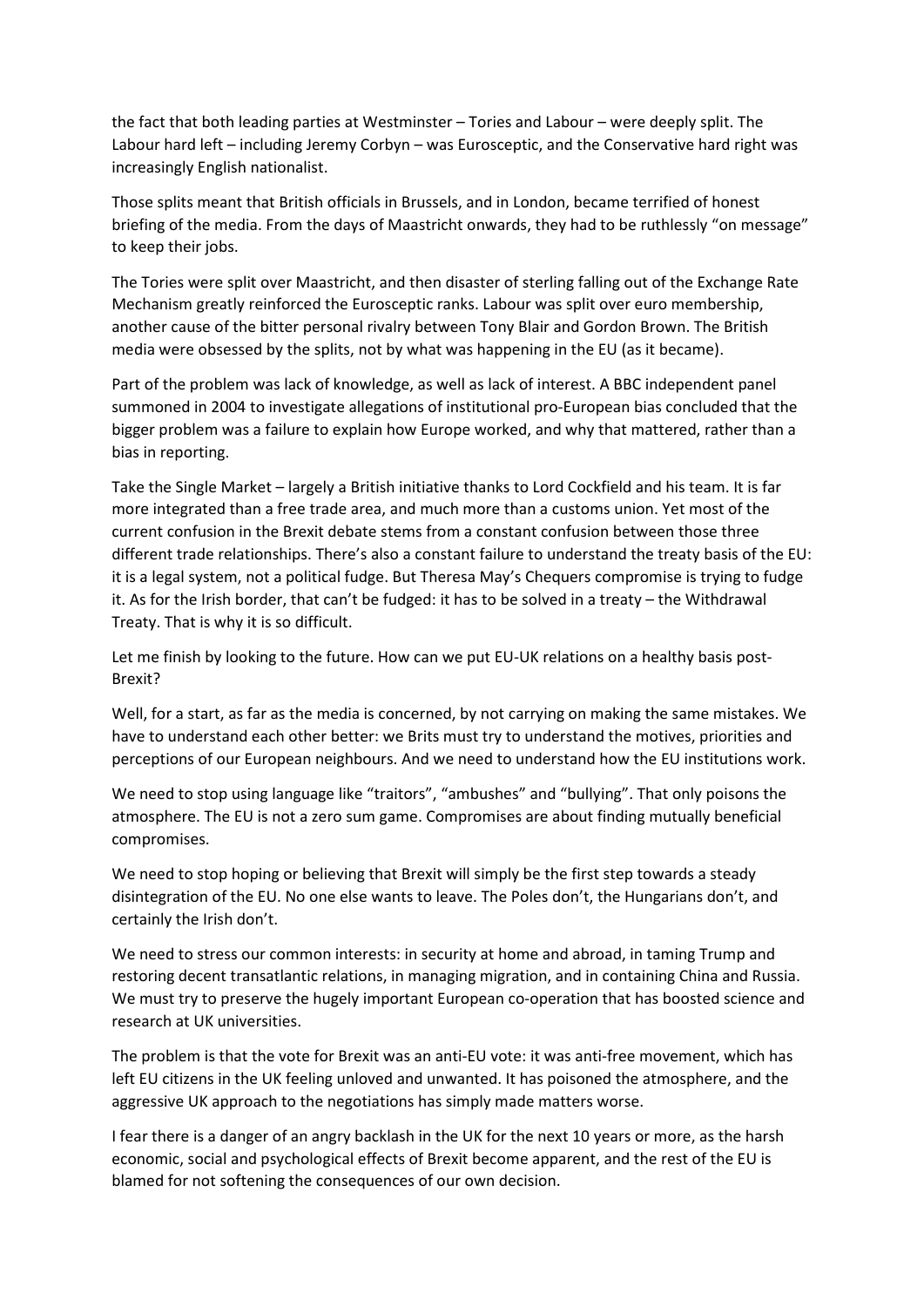the fact that both leading parties at Westminster – Tories and Labour – were deeply split. The Labour hard left – including Jeremy Corbyn – was Eurosceptic, and the Conservative hard right was increasingly English nationalist.

Those splits meant that British officials in Brussels, and in London, became terrified of honest briefing of the media. From the days of Maastricht onwards, they had to be ruthlessly "on message" to keep their jobs.

The Tories were split over Maastricht, and then disaster of sterling falling out of the Exchange Rate Mechanism greatly reinforced the Eurosceptic ranks. Labour was split over euro membership, another cause of the bitter personal rivalry between Tony Blair and Gordon Brown. The British media were obsessed by the splits, not by what was happening in the EU (as it became).

Part of the problem was lack of knowledge, as well as lack of interest. A BBC independent panel summoned in 2004 to investigate allegations of institutional pro-European bias concluded that the bigger problem was a failure to explain how Europe worked, and why that mattered, rather than a bias in reporting.

Take the Single Market – largely a British initiative thanks to Lord Cockfield and his team. It is far more integrated than a free trade area, and much more than a customs union. Yet most of the current confusion in the Brexit debate stems from a constant confusion between those three different trade relationships. There's also a constant failure to understand the treaty basis of the EU: it is a legal system, not a political fudge. But Theresa May's Chequers compromise is trying to fudge it. As for the Irish border, that can't be fudged: it has to be solved in a treaty – the Withdrawal Treaty. That is why it is so difficult.

Let me finish by looking to the future. How can we put EU-UK relations on a healthy basis post-Brexit?

Well, for a start, as far as the media is concerned, by not carrying on making the same mistakes. We have to understand each other better: we Brits must try to understand the motives, priorities and perceptions of our European neighbours. And we need to understand how the EU institutions work.

We need to stop using language like "traitors", "ambushes" and "bullying". That only poisons the atmosphere. The EU is not a zero sum game. Compromises are about finding mutually beneficial compromises.

We need to stop hoping or believing that Brexit will simply be the first step towards a steady disintegration of the EU. No one else wants to leave. The Poles don't, the Hungarians don't, and certainly the Irish don't.

We need to stress our common interests: in security at home and abroad, in taming Trump and restoring decent transatlantic relations, in managing migration, and in containing China and Russia. We must try to preserve the hugely important European co-operation that has boosted science and research at UK universities.

The problem is that the vote for Brexit was an anti-EU vote: it was anti-free movement, which has left EU citizens in the UK feeling unloved and unwanted. It has poisoned the atmosphere, and the aggressive UK approach to the negotiations has simply made matters worse.

I fear there is a danger of an angry backlash in the UK for the next 10 years or more, as the harsh economic, social and psychological effects of Brexit become apparent, and the rest of the EU is blamed for not softening the consequences of our own decision.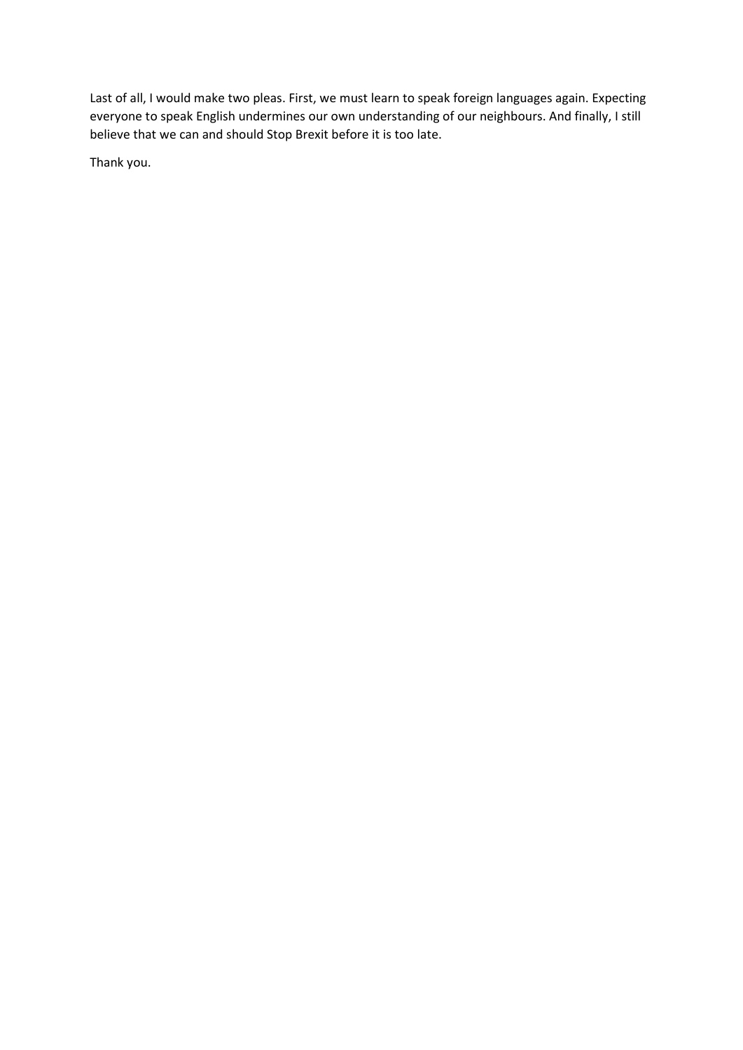Last of all, I would make two pleas. First, we must learn to speak foreign languages again. Expecting everyone to speak English undermines our own understanding of our neighbours. And finally, I still believe that we can and should Stop Brexit before it is too late.

Thank you.